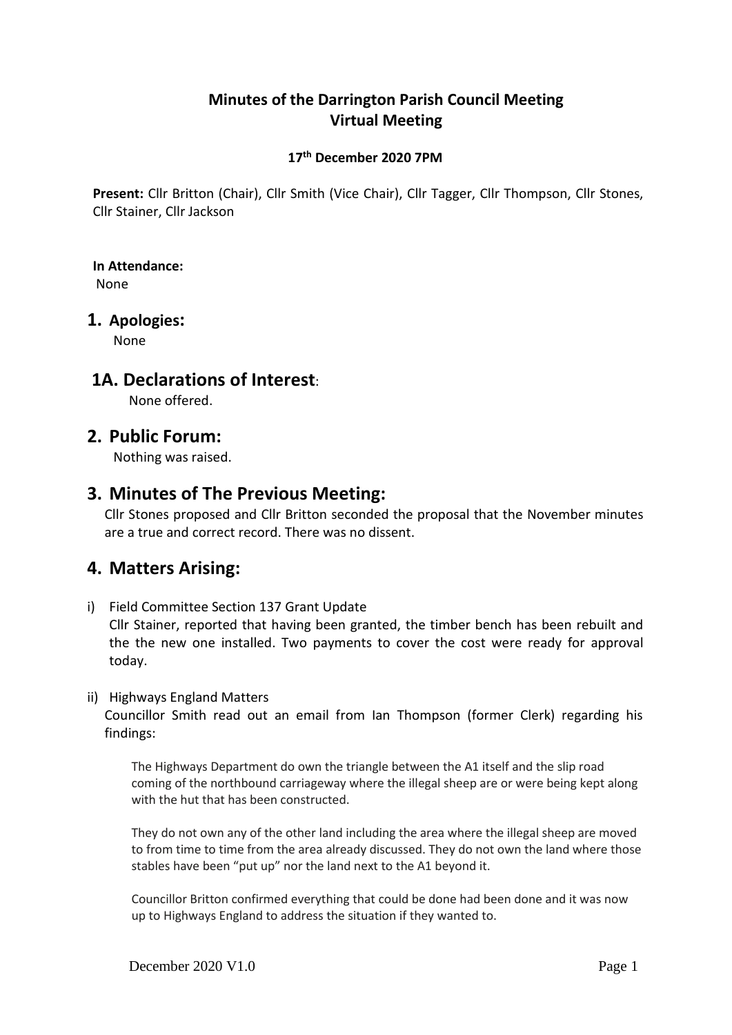# Minutes of the Darrington Parish Council Meeting
## Virtual Meeting

**17th December 2020 7PM**

**Present:** Cllr Britton (Chair), Cllr Smith (Vice Chair), Cllr Tagger, Cllr Thompson, Cllr Stones, Cllr Stainer, Cllr Jackson

**In Attendance:**
None

## 1. Apologies:

None

## 1A. Declarations of Interest:

None offered.

## 2. Public Forum:

Nothing was raised.

## 3. Minutes of The Previous Meeting:

Cllr Stones proposed and Cllr Britton seconded the proposal that the November minutes are a true and correct record. There was no dissent.

## 4. Matters Arising:

i) Field Committee Section 137 Grant Update
Cllr Stainer, reported that having been granted, the timber bench has been rebuilt and the the new one installed. Two payments to cover the cost were ready for approval today.

ii) Highways England Matters
Councillor Smith read out an email from Ian Thompson (former Clerk) regarding his findings:

> The Highways Department do own the triangle between the A1 itself and the slip road coming of the northbound carriageway where the illegal sheep are or were being kept along with the hut that has been constructed.
>
> They do not own any of the other land including the area where the illegal sheep are moved to from time to time from the area already discussed. They do not own the land where those stables have been "put up" nor the land next to the A1 beyond it.
>
> Councillor Britton confirmed everything that could be done had been done and it was now up to Highways England to address the situation if they wanted to.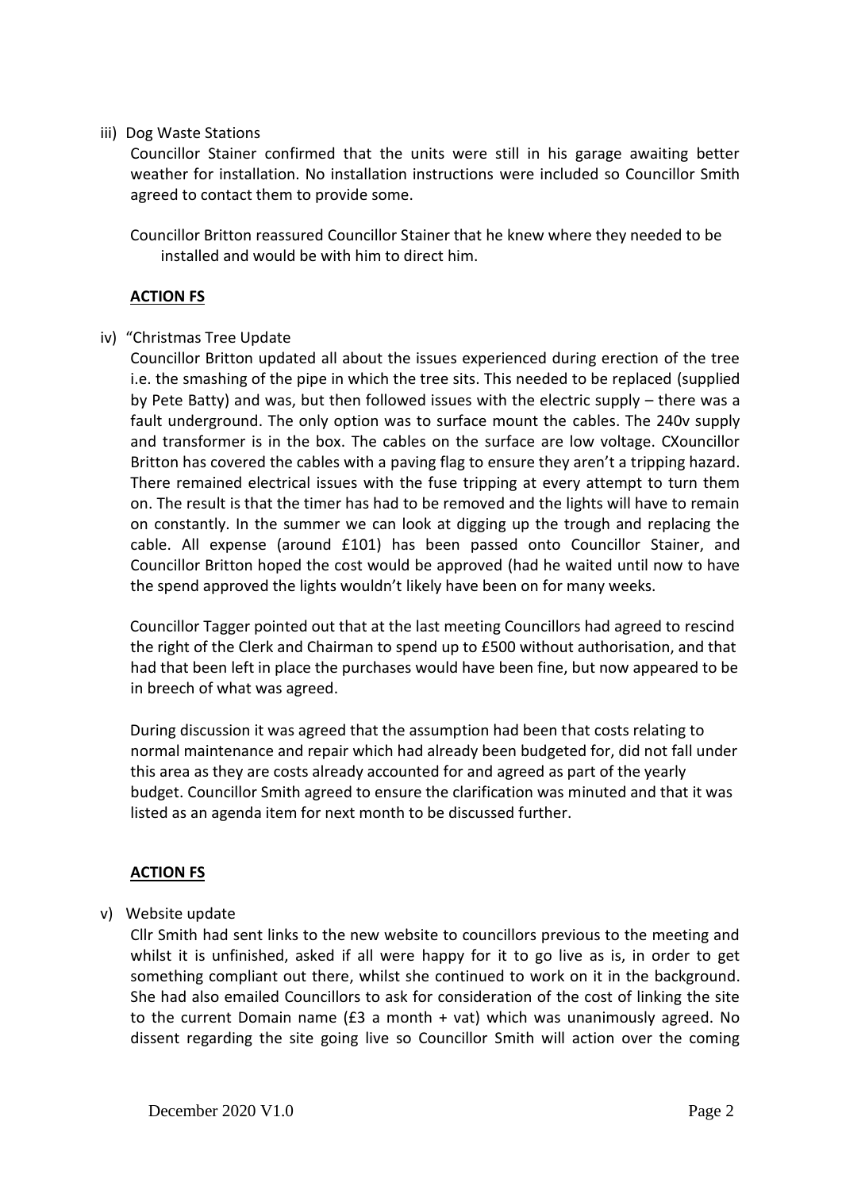iii) Dog Waste Stations

Councillor Stainer confirmed that the units were still in his garage awaiting better weather for installation. No installation instructions were included so Councillor Smith agreed to contact them to provide some.

Councillor Britton reassured Councillor Stainer that he knew where they needed to be installed and would be with him to direct him.

**ACTION FS**

iv) "Christmas Tree Update

Councillor Britton updated all about the issues experienced during erection of the tree i.e. the smashing of the pipe in which the tree sits. This needed to be replaced (supplied by Pete Batty) and was, but then followed issues with the electric supply – there was a fault underground. The only option was to surface mount the cables. The 240v supply and transformer is in the box. The cables on the surface are low voltage. CXouncillor Britton has covered the cables with a paving flag to ensure they aren't a tripping hazard. There remained electrical issues with the fuse tripping at every attempt to turn them on. The result is that the timer has had to be removed and the lights will have to remain on constantly. In the summer we can look at digging up the trough and replacing the cable. All expense (around £101) has been passed onto Councillor Stainer, and Councillor Britton hoped the cost would be approved (had he waited until now to have the spend approved the lights wouldn't likely have been on for many weeks.

Councillor Tagger pointed out that at the last meeting Councillors had agreed to rescind the right of the Clerk and Chairman to spend up to £500 without authorisation, and that had that been left in place the purchases would have been fine, but now appeared to be in breech of what was agreed.

During discussion it was agreed that the assumption had been that costs relating to normal maintenance and repair which had already been budgeted for, did not fall under this area as they are costs already accounted for and agreed as part of the yearly budget. Councillor Smith agreed to ensure the clarification was minuted and that it was listed as an agenda item for next month to be discussed further.

**ACTION FS**

v) Website update

Cllr Smith had sent links to the new website to councillors previous to the meeting and whilst it is unfinished, asked if all were happy for it to go live as is, in order to get something compliant out there, whilst she continued to work on it in the background. She had also emailed Councillors to ask for consideration of the cost of linking the site to the current Domain name (£3 a month + vat) which was unanimously agreed. No dissent regarding the site going live so Councillor Smith will action over the coming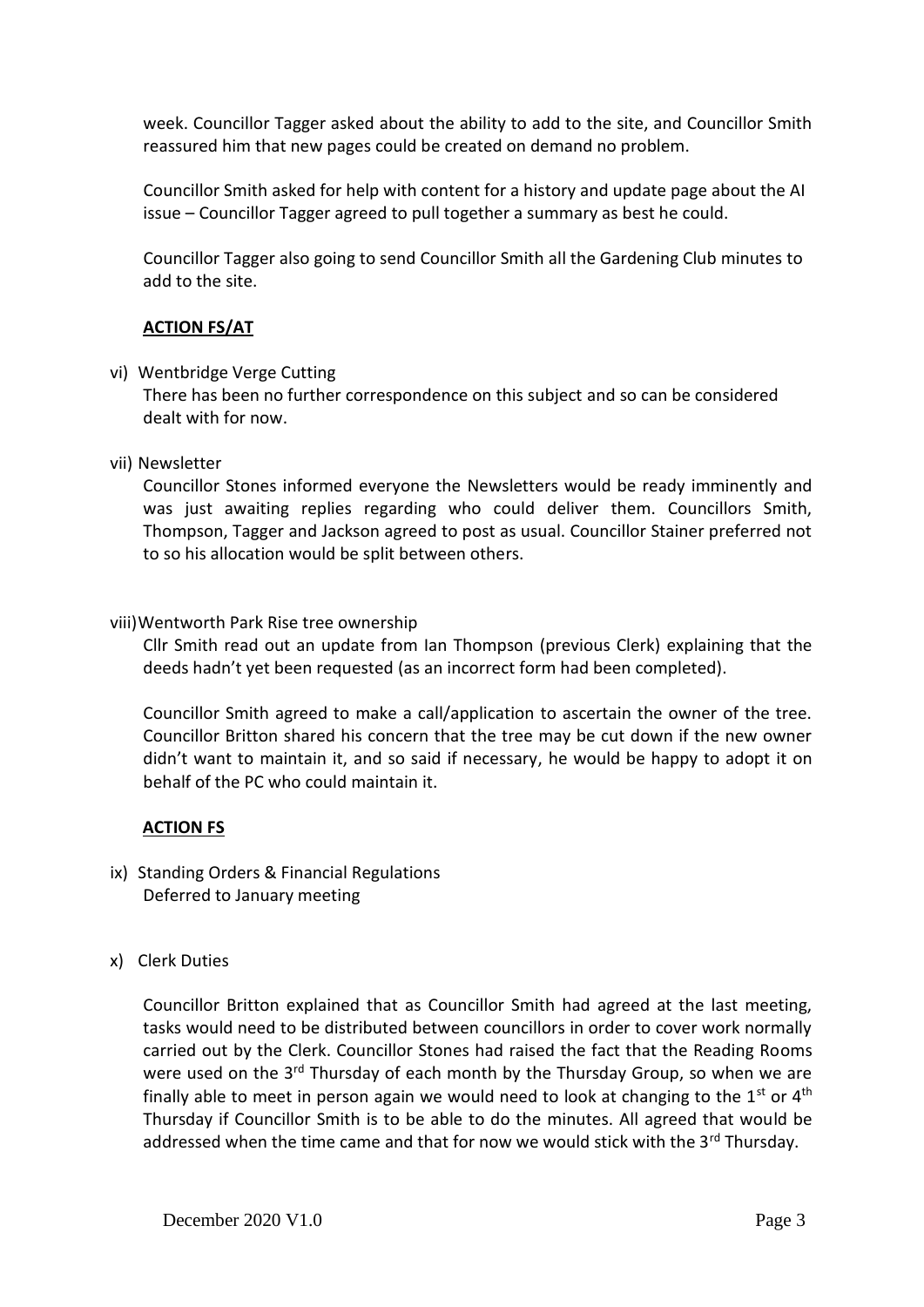week. Councillor Tagger asked about the ability to add to the site, and Councillor Smith reassured him that new pages could be created on demand no problem.

Councillor Smith asked for help with content for a history and update page about the AI issue – Councillor Tagger agreed to pull together a summary as best he could.

Councillor Tagger also going to send Councillor Smith all the Gardening Club minutes to add to the site.

**ACTION FS/AT**

vi) Wentbridge Verge Cutting

There has been no further correspondence on this subject and so can be considered dealt with for now.

vii) Newsletter

Councillor Stones informed everyone the Newsletters would be ready imminently and was just awaiting replies regarding who could deliver them. Councillors Smith, Thompson, Tagger and Jackson agreed to post as usual. Councillor Stainer preferred not to so his allocation would be split between others.

viii) Wentworth Park Rise tree ownership

Cllr Smith read out an update from Ian Thompson (previous Clerk) explaining that the deeds hadn't yet been requested (as an incorrect form had been completed).

Councillor Smith agreed to make a call/application to ascertain the owner of the tree. Councillor Britton shared his concern that the tree may be cut down if the new owner didn't want to maintain it, and so said if necessary, he would be happy to adopt it on behalf of the PC who could maintain it.

**ACTION FS**

ix) Standing Orders & Financial Regulations

Deferred to January meeting

x) Clerk Duties

Councillor Britton explained that as Councillor Smith had agreed at the last meeting, tasks would need to be distributed between councillors in order to cover work normally carried out by the Clerk. Councillor Stones had raised the fact that the Reading Rooms were used on the 3rd Thursday of each month by the Thursday Group, so when we are finally able to meet in person again we would need to look at changing to the 1st or 4th Thursday if Councillor Smith is to be able to do the minutes. All agreed that would be addressed when the time came and that for now we would stick with the 3rd Thursday.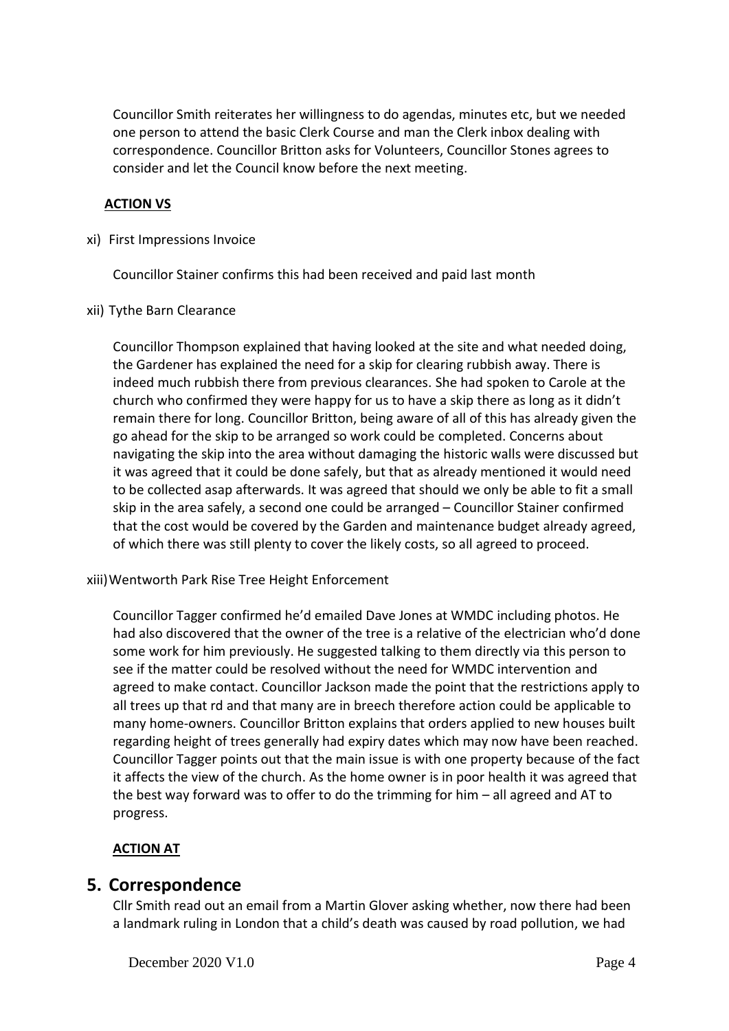Councillor Smith reiterates her willingness to do agendas, minutes etc, but we needed one person to attend the basic Clerk Course and man the Clerk inbox dealing with correspondence. Councillor Britton asks for Volunteers, Councillor Stones agrees to consider and let the Council know before the next meeting.

**ACTION VS**

xi) First Impressions Invoice

Councillor Stainer confirms this had been received and paid last month

xii) Tythe Barn Clearance

Councillor Thompson explained that having looked at the site and what needed doing, the Gardener has explained the need for a skip for clearing rubbish away. There is indeed much rubbish there from previous clearances. She had spoken to Carole at the church who confirmed they were happy for us to have a skip there as long as it didn't remain there for long. Councillor Britton, being aware of all of this has already given the go ahead for the skip to be arranged so work could be completed. Concerns about navigating the skip into the area without damaging the historic walls were discussed but it was agreed that it could be done safely, but that as already mentioned it would need to be collected asap afterwards. It was agreed that should we only be able to fit a small skip in the area safely, a second one could be arranged – Councillor Stainer confirmed that the cost would be covered by the Garden and maintenance budget already agreed, of which there was still plenty to cover the likely costs, so all agreed to proceed.

xiii) Wentworth Park Rise Tree Height Enforcement

Councillor Tagger confirmed he'd emailed Dave Jones at WMDC including photos. He had also discovered that the owner of the tree is a relative of the electrician who'd done some work for him previously. He suggested talking to them directly via this person to see if the matter could be resolved without the need for WMDC intervention and agreed to make contact. Councillor Jackson made the point that the restrictions apply to all trees up that rd and that many are in breech therefore action could be applicable to many home-owners. Councillor Britton explains that orders applied to new houses built regarding height of trees generally had expiry dates which may now have been reached. Councillor Tagger points out that the main issue is with one property because of the fact it affects the view of the church. As the home owner is in poor health it was agreed that the best way forward was to offer to do the trimming for him – all agreed and AT to progress.

**ACTION AT**

## 5. Correspondence

Cllr Smith read out an email from a Martin Glover asking whether, now there had been a landmark ruling in London that a child's death was caused by road pollution, we had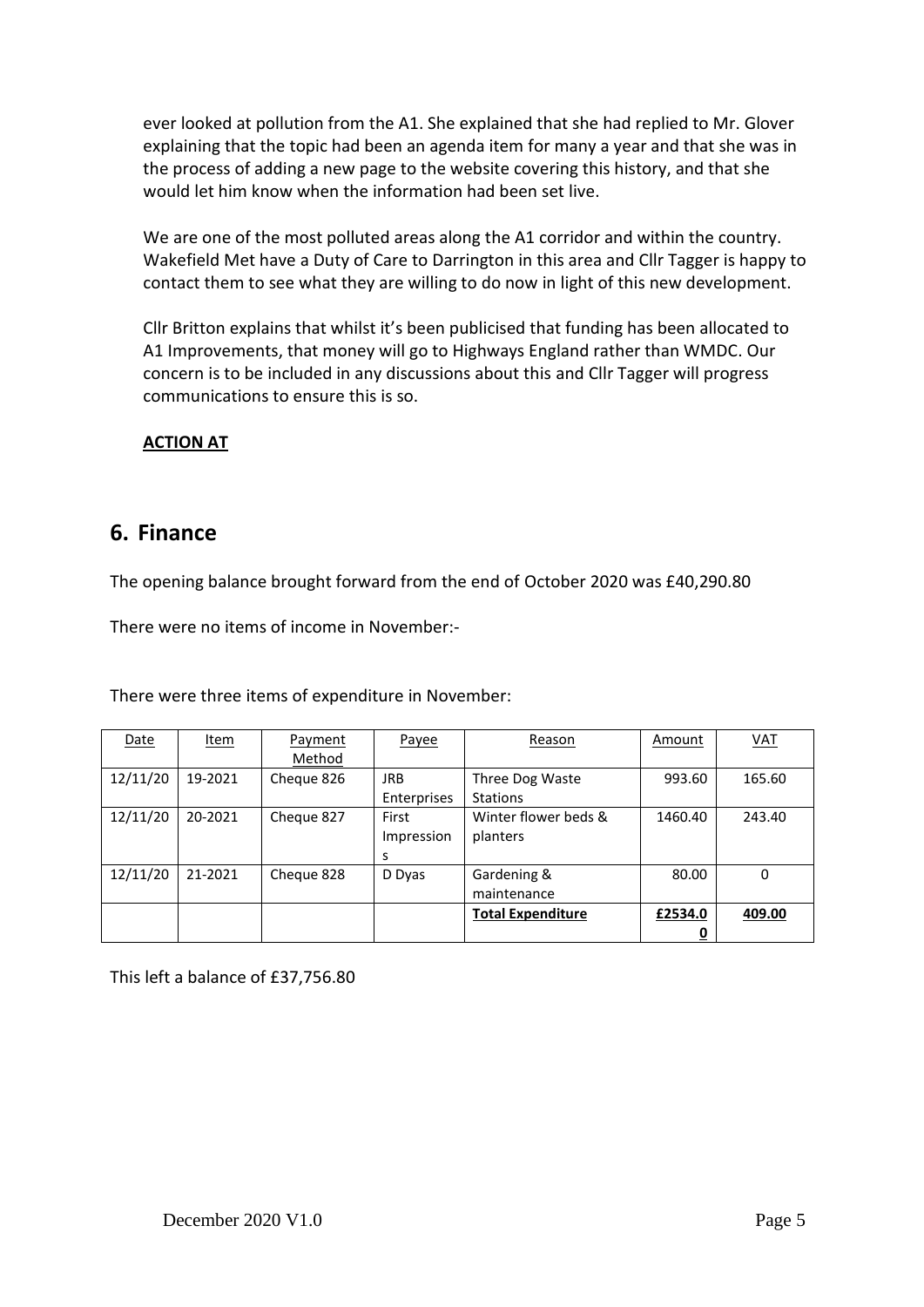ever looked at pollution from the A1. She explained that she had replied to Mr. Glover explaining that the topic had been an agenda item for many a year and that she was in the process of adding a new page to the website covering this history, and that she would let him know when the information had been set live.

We are one of the most polluted areas along the A1 corridor and within the country. Wakefield Met have a Duty of Care to Darrington in this area and Cllr Tagger is happy to contact them to see what they are willing to do now in light of this new development.

Cllr Britton explains that whilst it's been publicised that funding has been allocated to A1 Improvements, that money will go to Highways England rather than WMDC. Our concern is to be included in any discussions about this and Cllr Tagger will progress communications to ensure this is so.

**ACTION AT**

## 6. Finance

The opening balance brought forward from the end of October 2020 was £40,290.80

There were no items of income in November:-

There were three items of expenditure in November:

| Date | Item | Payment Method | Payee | Reason | Amount | VAT |
|---|---|---|---|---|---|---|
| 12/11/20 | 19-2021 | Cheque 826 | JRB Enterprises | Three Dog Waste Stations | 993.60 | 165.60 |
| 12/11/20 | 20-2021 | Cheque 827 | First Impressions | Winter flower beds & planters | 1460.40 | 243.40 |
| 12/11/20 | 21-2021 | Cheque 828 | D Dyas | Gardening & maintenance | 80.00 | 0 |
| | | | | **Total Expenditure** | **£2534.00** | **409.00** |

This left a balance of £37,756.80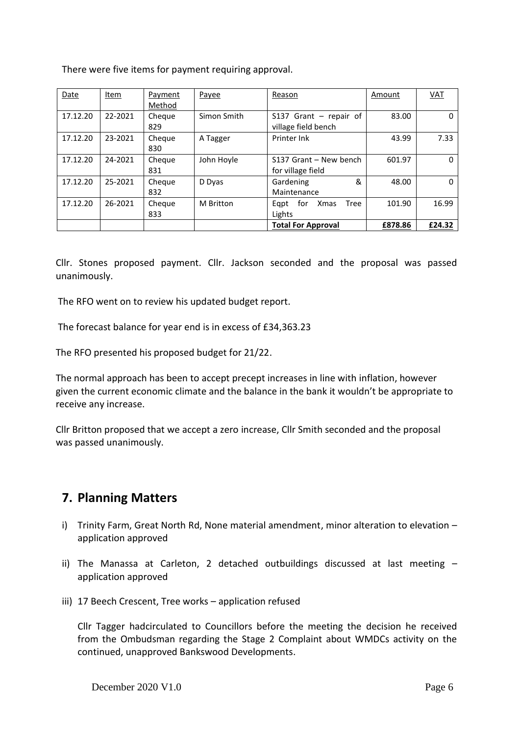There were five items for payment requiring approval.

| Date | Item | Payment Method | Payee | Reason | Amount | VAT |
|---|---|---|---|---|---|---|
| 17.12.20 | 22-2021 | Cheque 829 | Simon Smith | S137 Grant – repair of village field bench | 83.00 | 0 |
| 17.12.20 | 23-2021 | Cheque 830 | A Tagger | Printer Ink | 43.99 | 7.33 |
| 17.12.20 | 24-2021 | Cheque 831 | John Hoyle | S137 Grant – New bench for village field | 601.97 | 0 |
| 17.12.20 | 25-2021 | Cheque 832 | D Dyas | Gardening & Maintenance | 48.00 | 0 |
| 17.12.20 | 26-2021 | Cheque 833 | M Britton | Eqpt for Xmas Tree Lights | 101.90 | 16.99 |
| | | | | **Total For Approval** | **£878.86** | **£24.32** |

Cllr. Stones proposed payment. Cllr. Jackson seconded and the proposal was passed unanimously.

The RFO went on to review his updated budget report.

The forecast balance for year end is in excess of £34,363.23

The RFO presented his proposed budget for 21/22.

The normal approach has been to accept precept increases in line with inflation, however given the current economic climate and the balance in the bank it wouldn't be appropriate to receive any increase.

Cllr Britton proposed that we accept a zero increase, Cllr Smith seconded and the proposal was passed unanimously.

## 7. Planning Matters

i) Trinity Farm, Great North Rd, None material amendment, minor alteration to elevation – application approved

ii) The Manassa at Carleton, 2 detached outbuildings discussed at last meeting – application approved

iii) 17 Beech Crescent, Tree works – application refused

Cllr Tagger hadcirculated to Councillors before the meeting the decision he received from the Ombudsman regarding the Stage 2 Complaint about WMDCs activity on the continued, unapproved Bankswood Developments.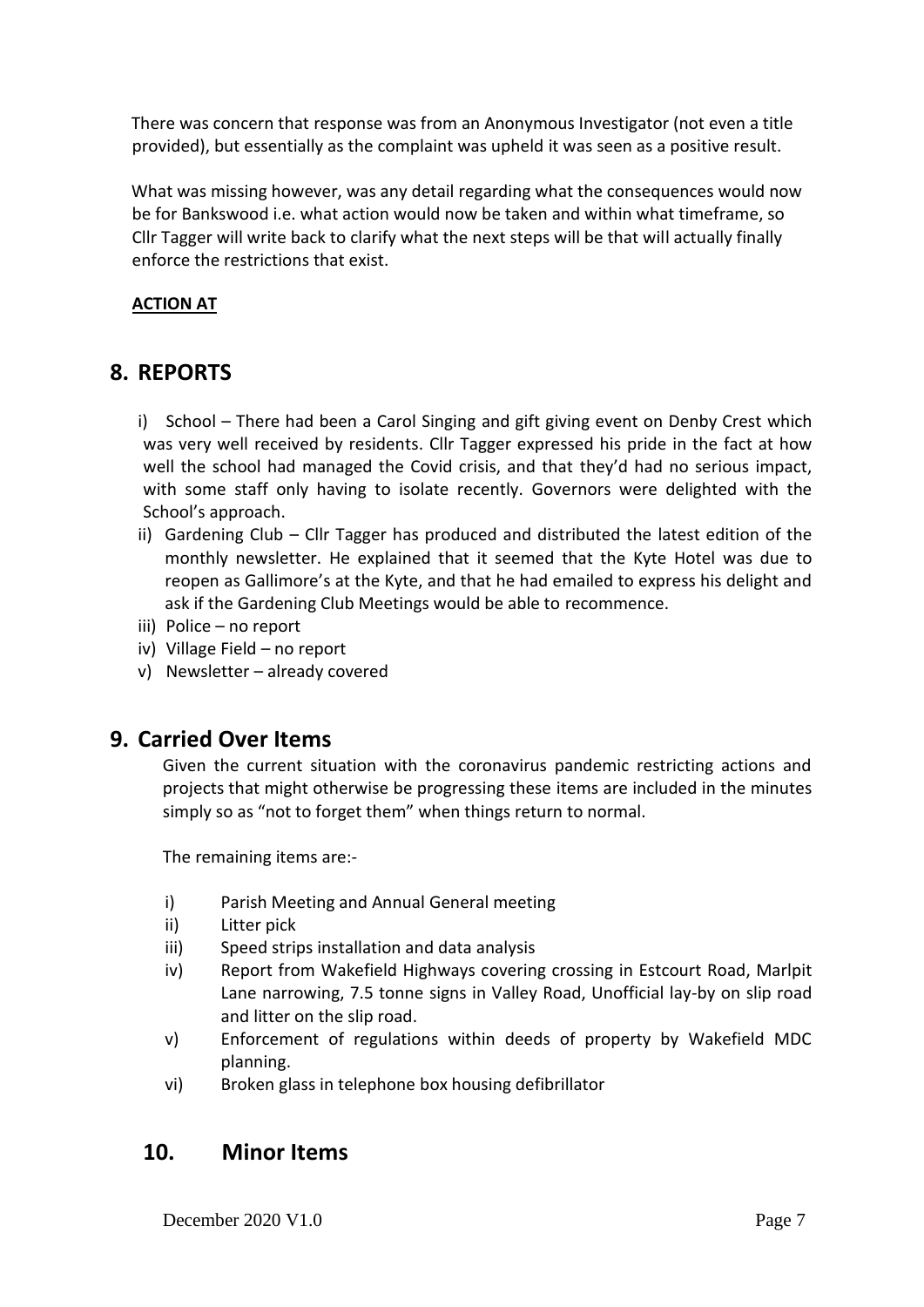There was concern that response was from an Anonymous Investigator (not even a title provided), but essentially as the complaint was upheld it was seen as a positive result.

What was missing however, was any detail regarding what the consequences would now be for Bankswood i.e. what action would now be taken and within what timeframe, so Cllr Tagger will write back to clarify what the next steps will be that will actually finally enforce the restrictions that exist.

**ACTION AT**

## 8. REPORTS

i) School – There had been a Carol Singing and gift giving event on Denby Crest which was very well received by residents. Cllr Tagger expressed his pride in the fact at how well the school had managed the Covid crisis, and that they'd had no serious impact, with some staff only having to isolate recently. Governors were delighted with the School's approach.

ii) Gardening Club – Cllr Tagger has produced and distributed the latest edition of the monthly newsletter. He explained that it seemed that the Kyte Hotel was due to reopen as Gallimore's at the Kyte, and that he had emailed to express his delight and ask if the Gardening Club Meetings would be able to recommence.

iii) Police – no report

iv) Village Field – no report

v) Newsletter – already covered

## 9. Carried Over Items

Given the current situation with the coronavirus pandemic restricting actions and projects that might otherwise be progressing these items are included in the minutes simply so as "not to forget them" when things return to normal.

The remaining items are:-

i) Parish Meeting and Annual General meeting

ii) Litter pick

iii) Speed strips installation and data analysis

iv) Report from Wakefield Highways covering crossing in Estcourt Road, Marlpit Lane narrowing, 7.5 tonne signs in Valley Road, Unofficial lay-by on slip road and litter on the slip road.

v) Enforcement of regulations within deeds of property by Wakefield MDC planning.

vi) Broken glass in telephone box housing defibrillator

## 10. Minor Items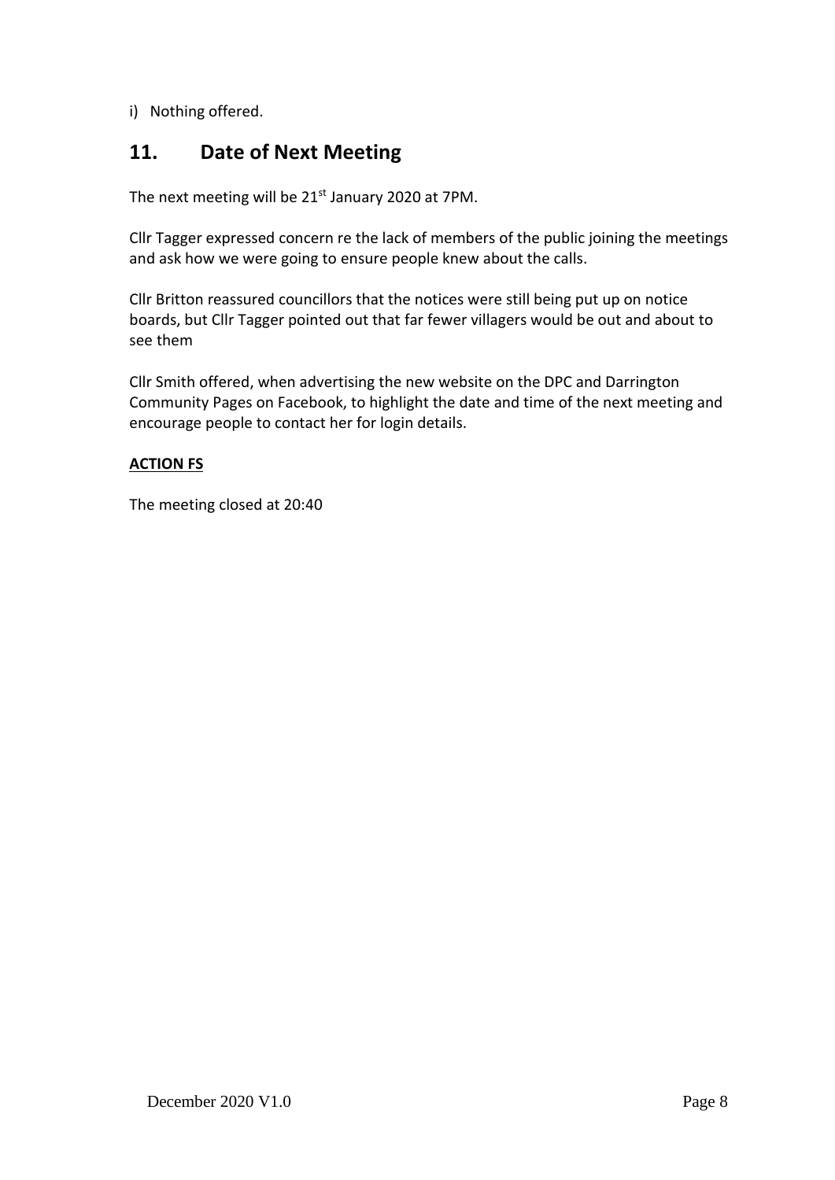i) Nothing offered.

## 11. Date of Next Meeting

The next meeting will be 21st January 2020 at 7PM.

Cllr Tagger expressed concern re the lack of members of the public joining the meetings and ask how we were going to ensure people knew about the calls.

Cllr Britton reassured councillors that the notices were still being put up on notice boards, but Cllr Tagger pointed out that far fewer villagers would be out and about to see them

Cllr Smith offered, when advertising the new website on the DPC and Darrington Community Pages on Facebook, to highlight the date and time of the next meeting and encourage people to contact her for login details.

**ACTION FS**

The meeting closed at 20:40